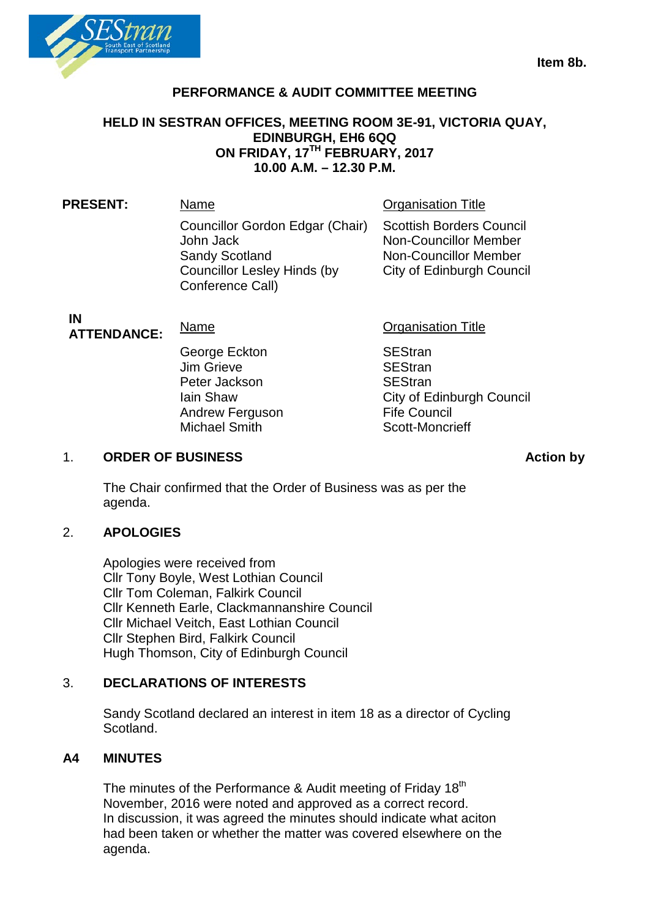Item 8b.

# PERFORMANCE & AUDIT COMMITTEE MEETING

## HELD IN SESTRAN OFFICES, MEETING ROOM 3E-91, VICTORIA QUAY, EDINBURGH, EH6 6QQ ON FRIDAY, 17TH FEBRUARY, 2017 10.00 A.M. – 12.30 P.M.

**PRESENT:**

| Name | Organisation Title |
| --- | --- |
| Councillor Gordon Edgar (Chair) | Scottish Borders Council |
| John Jack | Non-Councillor Member |
| Sandy Scotland | Non-Councillor Member |
| Councillor Lesley Hinds (by Conference Call) | City of Edinburgh Council |

**IN ATTENDANCE:**

| Name | Organisation Title |
| --- | --- |
| George Eckton | SEStran |
| Jim Grieve | SEStran |
| Peter Jackson | SEStran |
| Iain Shaw | City of Edinburgh Council |
| Andrew Ferguson | Fife Council |
| Michael Smith | Scott-Moncrieff |

**Action by**

### 1. ORDER OF BUSINESS

The Chair confirmed that the Order of Business was as per the agenda.

### 2. APOLOGIES

Apologies were received from
Cllr Tony Boyle, West Lothian Council
Cllr Tom Coleman, Falkirk Council
Cllr Kenneth Earle, Clackmannanshire Council
Cllr Michael Veitch, East Lothian Council
Cllr Stephen Bird, Falkirk Council
Hugh Thomson, City of Edinburgh Council

### 3. DECLARATIONS OF INTERESTS

Sandy Scotland declared an interest in item 18 as a director of Cycling Scotland.

### A4 MINUTES

The minutes of the Performance & Audit meeting of Friday 18th November, 2016 were noted and approved as a correct record. In discussion, it was agreed the minutes should indicate what aciton had been taken or whether the matter was covered elsewhere on the agenda.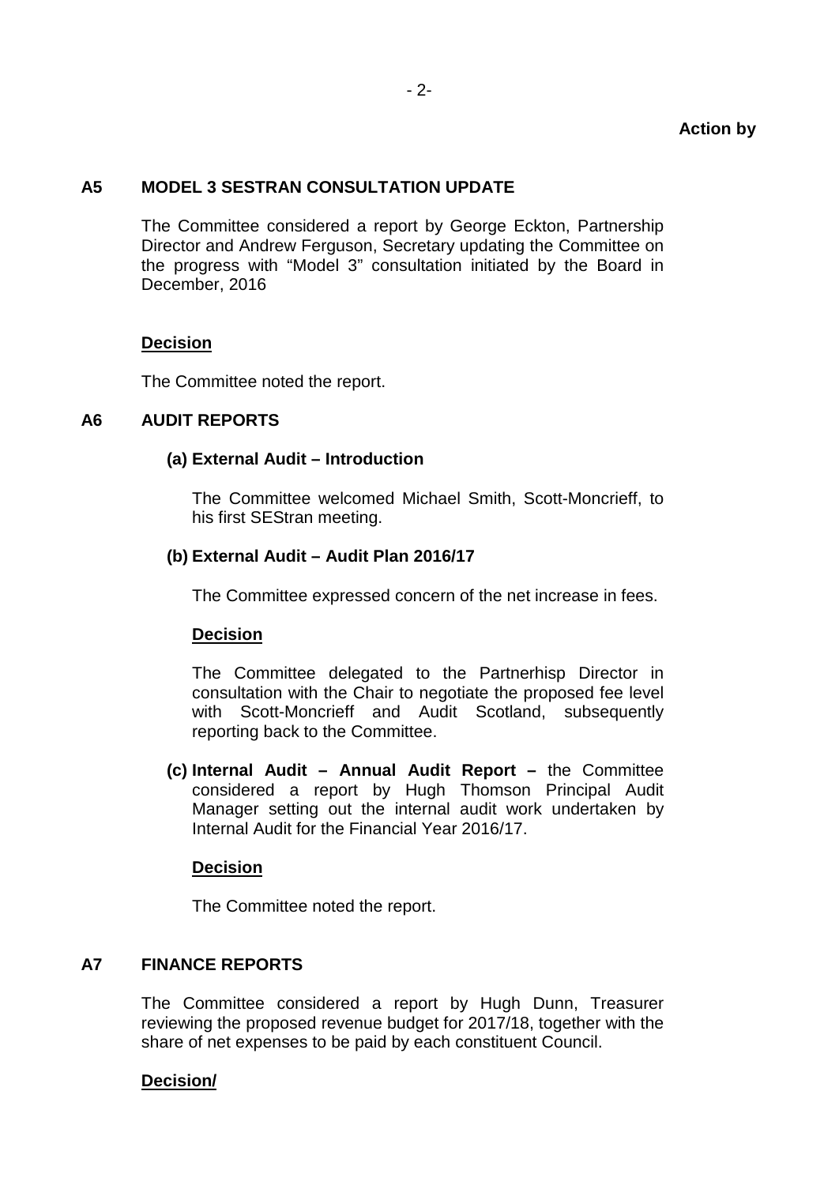**Action by**

## A5 MODEL 3 SESTRAN CONSULTATION UPDATE

The Committee considered a report by George Eckton, Partnership Director and Andrew Ferguson, Secretary updating the Committee on the progress with “Model 3” consultation initiated by the Board in December, 2016

**Decision**

The Committee noted the report.

## A6 AUDIT REPORTS

### (a) External Audit – Introduction

The Committee welcomed Michael Smith, Scott-Moncrieff, to his first SEStran meeting.

### (b) External Audit – Audit Plan 2016/17

The Committee expressed concern of the net increase in fees.

**Decision**

The Committee delegated to the Partnerhisp Director in consultation with the Chair to negotiate the proposed fee level with Scott-Moncrieff and Audit Scotland, subsequently reporting back to the Committee.

**(c) Internal Audit – Annual Audit Report –** the Committee considered a report by Hugh Thomson Principal Audit Manager setting out the internal audit work undertaken by Internal Audit for the Financial Year 2016/17.

**Decision**

The Committee noted the report.

## A7 FINANCE REPORTS

The Committee considered a report by Hugh Dunn, Treasurer reviewing the proposed revenue budget for 2017/18, together with the share of net expenses to be paid by each constituent Council.

**Decision/**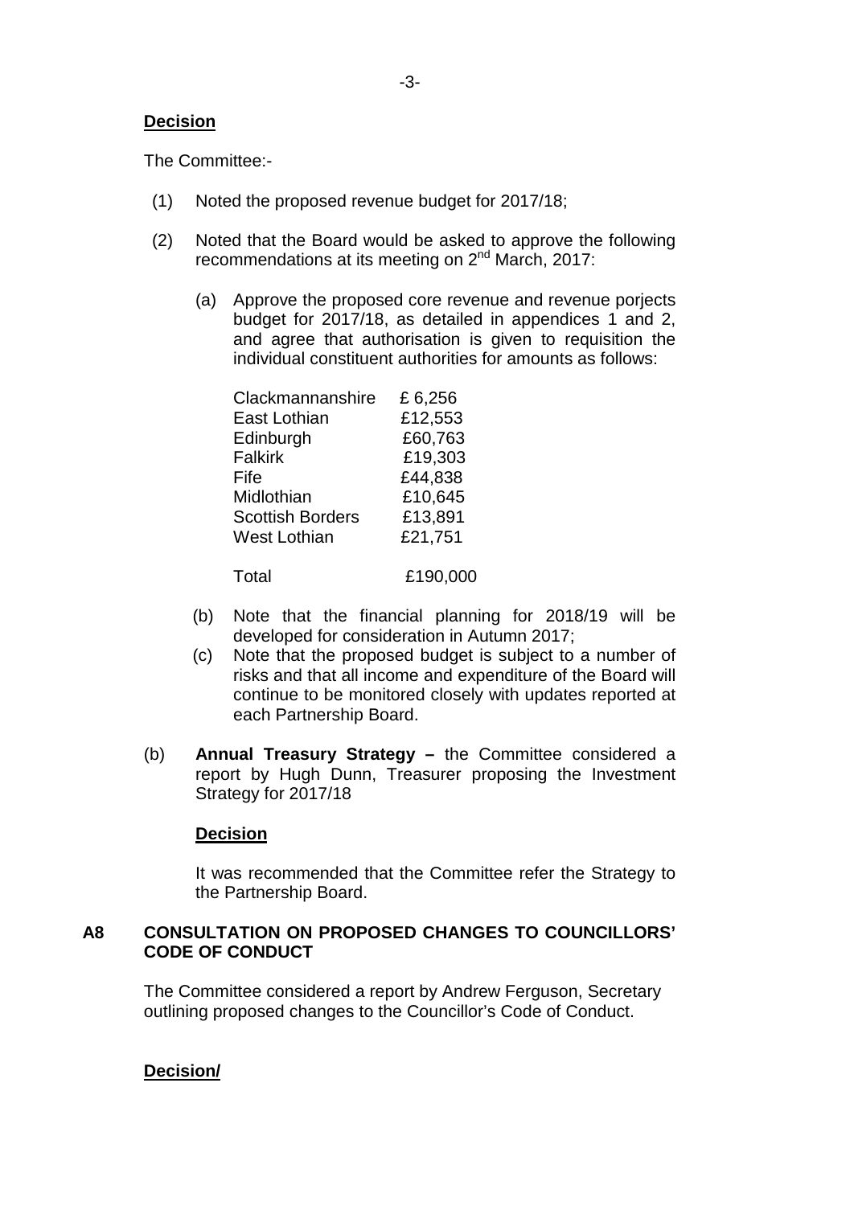**Decision**

The Committee:-

(1) Noted the proposed revenue budget for 2017/18;

(2) Noted that the Board would be asked to approve the following recommendations at its meeting on 2nd March, 2017:

   (a) Approve the proposed core revenue and revenue porjects budget for 2017/18, as detailed in appendices 1 and 2, and agree that authorisation is given to requisition the individual constituent authorities for amounts as follows:

| | |
|---|---|
| Clackmannanshire | £ 6,256 |
| East Lothian | £12,553 |
| Edinburgh | £60,763 |
| Falkirk | £19,303 |
| Fife | £44,838 |
| Midlothian | £10,645 |
| Scottish Borders | £13,891 |
| West Lothian | £21,751 |
| Total | £190,000 |

   (b) Note that the financial planning for 2018/19 will be developed for consideration in Autumn 2017;

   (c) Note that the proposed budget is subject to a number of risks and that all income and expenditure of the Board will continue to be monitored closely with updates reported at each Partnership Board.

(b) **Annual Treasury Strategy –** the Committee considered a report by Hugh Dunn, Treasurer proposing the Investment Strategy for 2017/18

**Decision**

It was recommended that the Committee refer the Strategy to the Partnership Board.

**A8 CONSULTATION ON PROPOSED CHANGES TO COUNCILLORS' CODE OF CONDUCT**

The Committee considered a report by Andrew Ferguson, Secretary outlining proposed changes to the Councillor's Code of Conduct.

**Decision/**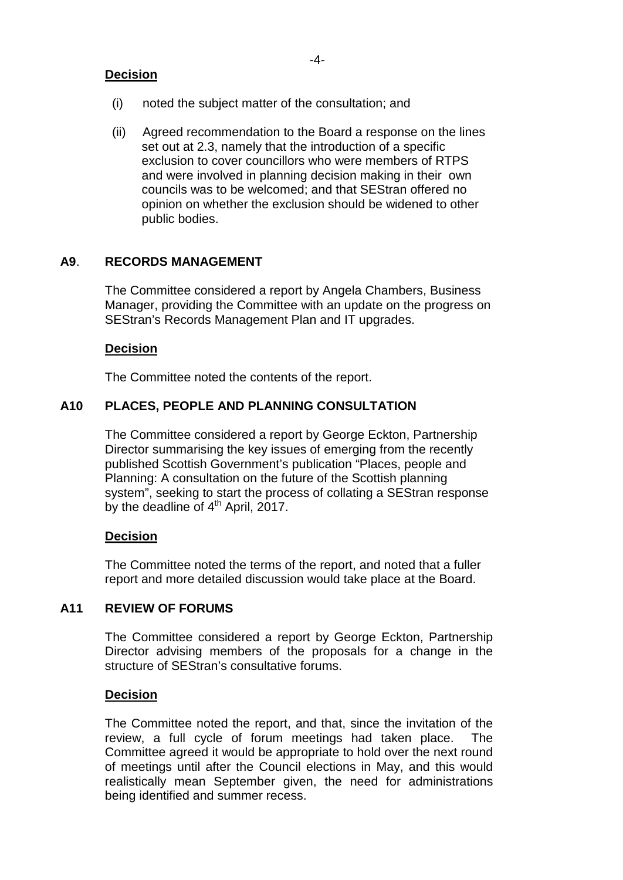**Decision**

(i) noted the subject matter of the consultation; and

(ii) Agreed recommendation to the Board a response on the lines set out at 2.3, namely that the introduction of a specific exclusion to cover councillors who were members of RTPS and were involved in planning decision making in their own councils was to be welcomed; and that SEStran offered no opinion on whether the exclusion should be widened to other public bodies.

## A9. RECORDS MANAGEMENT

The Committee considered a report by Angela Chambers, Business Manager, providing the Committee with an update on the progress on SEStran's Records Management Plan and IT upgrades.

**Decision**

The Committee noted the contents of the report.

## A10 PLACES, PEOPLE AND PLANNING CONSULTATION

The Committee considered a report by George Eckton, Partnership Director summarising the key issues of emerging from the recently published Scottish Government's publication "Places, people and Planning: A consultation on the future of the Scottish planning system", seeking to start the process of collating a SEStran response by the deadline of 4th April, 2017.

**Decision**

The Committee noted the terms of the report, and noted that a fuller report and more detailed discussion would take place at the Board.

## A11 REVIEW OF FORUMS

The Committee considered a report by George Eckton, Partnership Director advising members of the proposals for a change in the structure of SEStran's consultative forums.

**Decision**

The Committee noted the report, and that, since the invitation of the review, a full cycle of forum meetings had taken place. The Committee agreed it would be appropriate to hold over the next round of meetings until after the Council elections in May, and this would realistically mean September given, the need for administrations being identified and summer recess.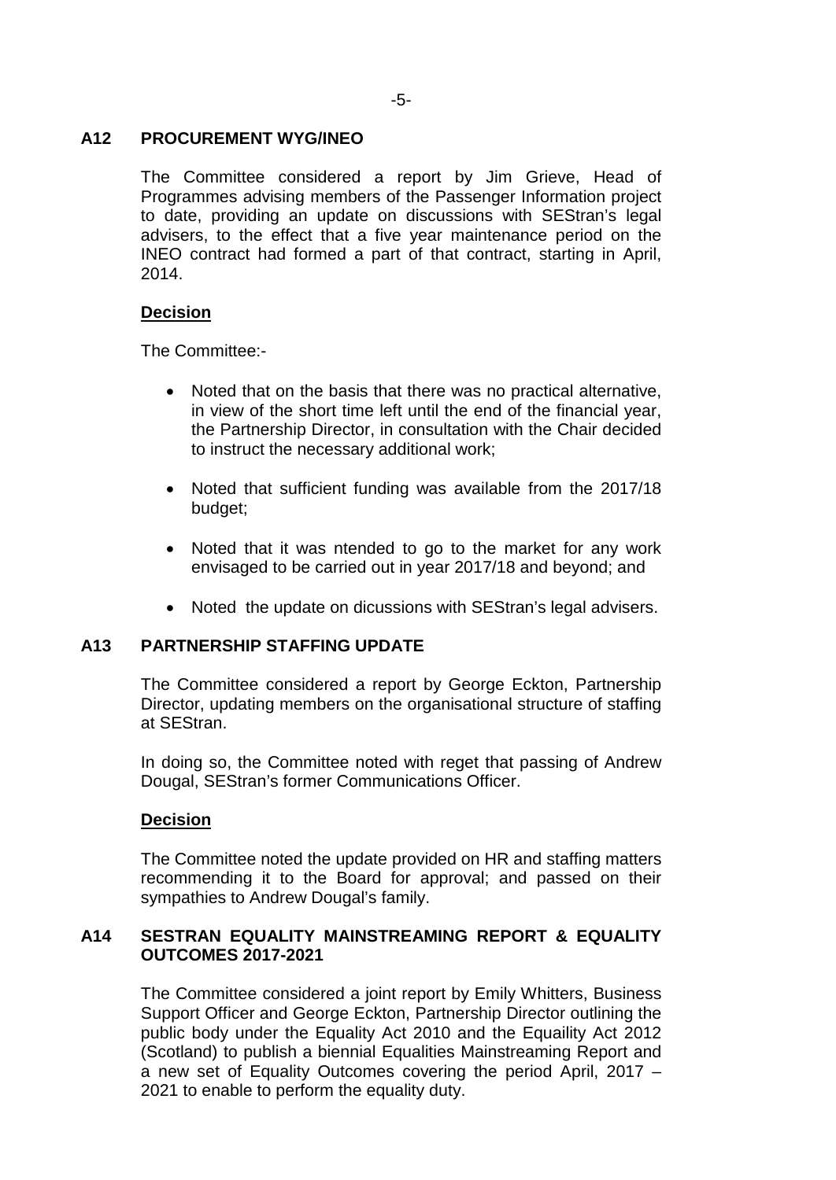## A12 PROCUREMENT WYG/INEO

The Committee considered a report by Jim Grieve, Head of Programmes advising members of the Passenger Information project to date, providing an update on discussions with SEStran's legal advisers, to the effect that a five year maintenance period on the INEO contract had formed a part of that contract, starting in April, 2014.

**Decision**

The Committee:-

- Noted that on the basis that there was no practical alternative, in view of the short time left until the end of the financial year, the Partnership Director, in consultation with the Chair decided to instruct the necessary additional work;
- Noted that sufficient funding was available from the 2017/18 budget;
- Noted that it was ntended to go to the market for any work envisaged to be carried out in year 2017/18 and beyond; and
- Noted the update on dicussions with SEStran's legal advisers.

## A13 PARTNERSHIP STAFFING UPDATE

The Committee considered a report by George Eckton, Partnership Director, updating members on the organisational structure of staffing at SEStran.

In doing so, the Committee noted with reget that passing of Andrew Dougal, SEStran's former Communications Officer.

**Decision**

The Committee noted the update provided on HR and staffing matters recommending it to the Board for approval; and passed on their sympathies to Andrew Dougal's family.

## A14 SESTRAN EQUALITY MAINSTREAMING REPORT & EQUALITY OUTCOMES 2017-2021

The Committee considered a joint report by Emily Whitters, Business Support Officer and George Eckton, Partnership Director outlining the public body under the Equality Act 2010 and the Equaility Act 2012 (Scotland) to publish a biennial Equalities Mainstreaming Report and a new set of Equality Outcomes covering the period April, 2017 – 2021 to enable to perform the equality duty.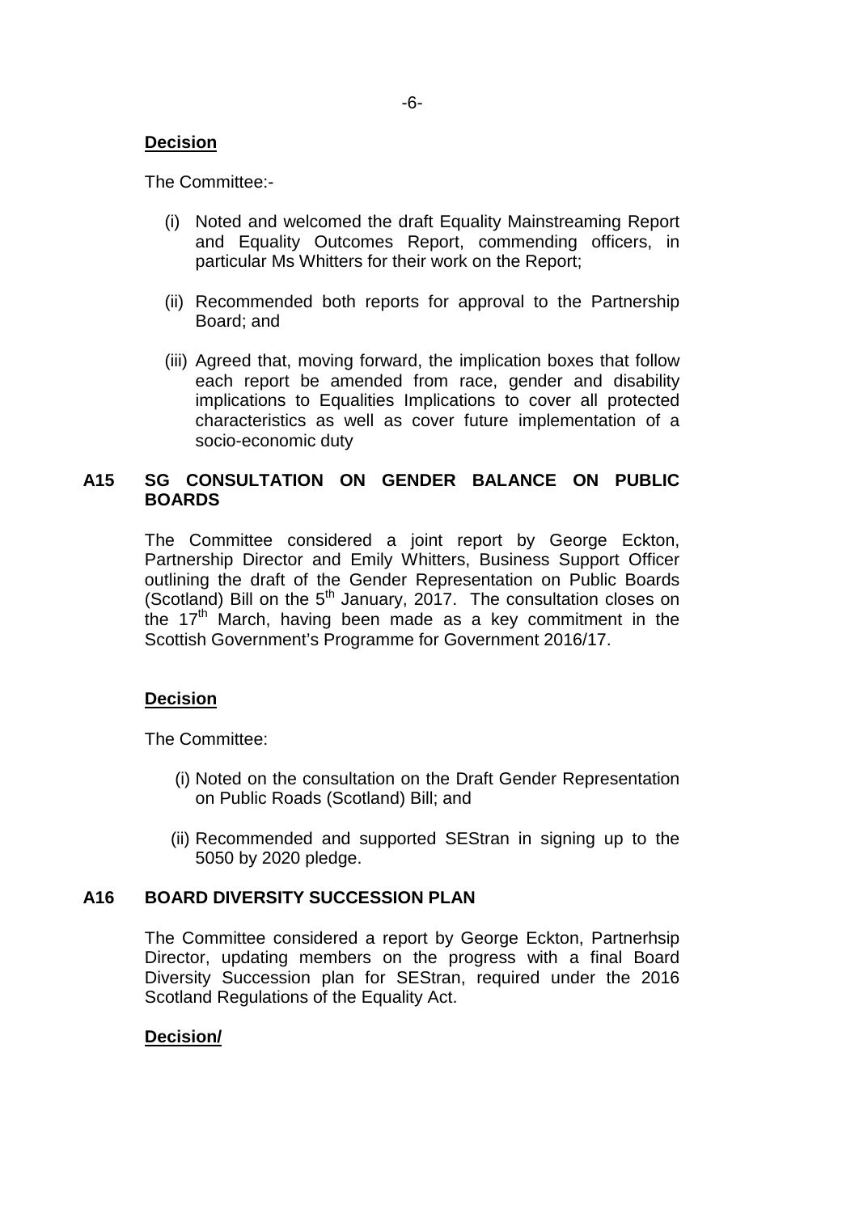**Decision**

The Committee:-

(i) Noted and welcomed the draft Equality Mainstreaming Report and Equality Outcomes Report, commending officers, in particular Ms Whitters for their work on the Report;

(ii) Recommended both reports for approval to the Partnership Board; and

(iii) Agreed that, moving forward, the implication boxes that follow each report be amended from race, gender and disability implications to Equalities Implications to cover all protected characteristics as well as cover future implementation of a socio-economic duty

## A15 SG CONSULTATION ON GENDER BALANCE ON PUBLIC BOARDS

The Committee considered a joint report by George Eckton, Partnership Director and Emily Whitters, Business Support Officer outlining the draft of the Gender Representation on Public Boards (Scotland) Bill on the 5th January, 2017. The consultation closes on the 17th March, having been made as a key commitment in the Scottish Government's Programme for Government 2016/17.

**Decision**

The Committee:

(i) Noted on the consultation on the Draft Gender Representation on Public Roads (Scotland) Bill; and

(ii) Recommended and supported SEStran in signing up to the 5050 by 2020 pledge.

## A16 BOARD DIVERSITY SUCCESSION PLAN

The Committee considered a report by George Eckton, Partnerhsip Director, updating members on the progress with a final Board Diversity Succession plan for SEStran, required under the 2016 Scotland Regulations of the Equality Act.

**Decision/**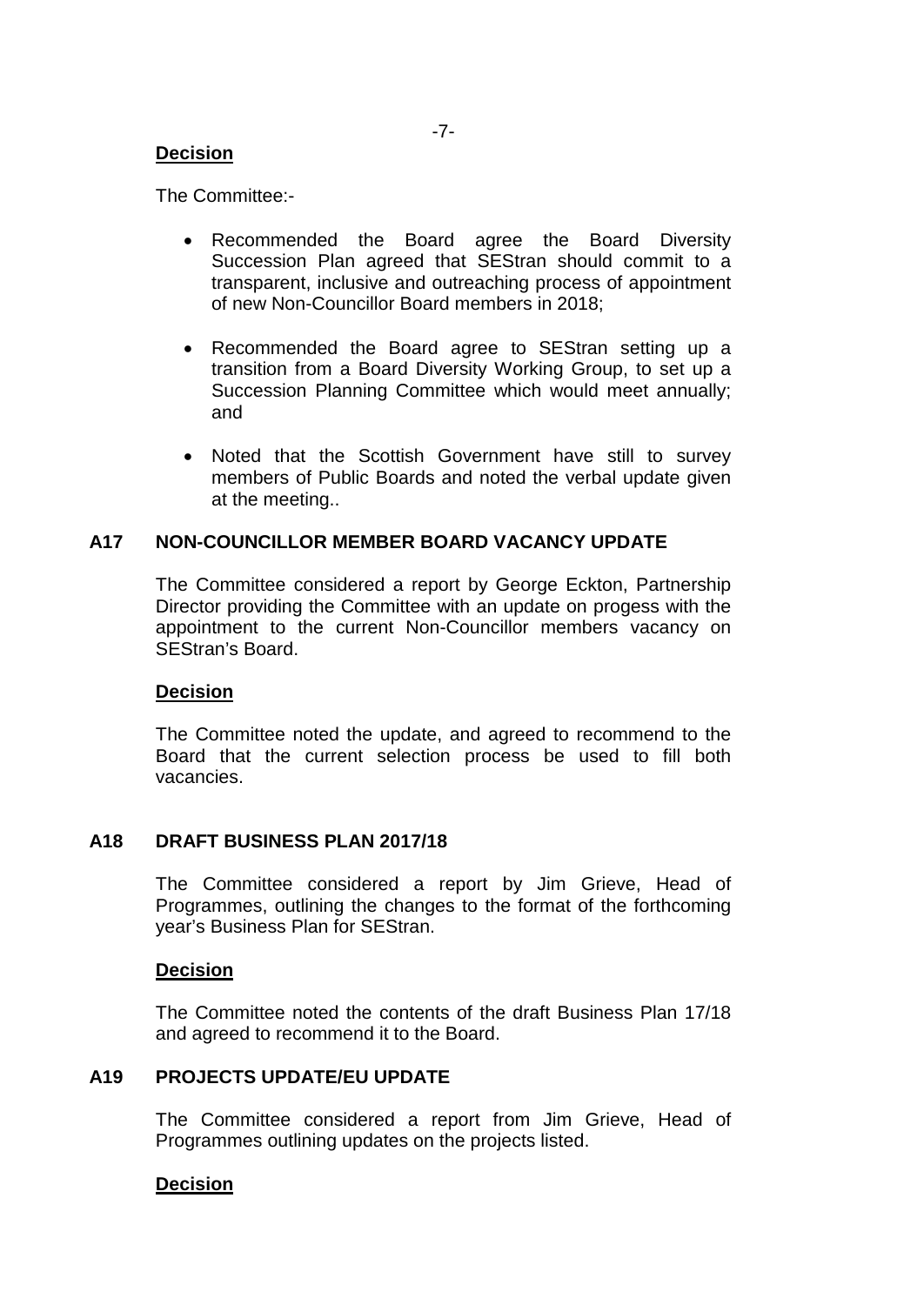**Decision**

The Committee:-

- Recommended the Board agree the Board Diversity Succession Plan agreed that SEStran should commit to a transparent, inclusive and outreaching process of appointment of new Non-Councillor Board members in 2018;
- Recommended the Board agree to SEStran setting up a transition from a Board Diversity Working Group, to set up a Succession Planning Committee which would meet annually; and
- Noted that the Scottish Government have still to survey members of Public Boards and noted the verbal update given at the meeting..

**A17 NON-COUNCILLOR MEMBER BOARD VACANCY UPDATE**

The Committee considered a report by George Eckton, Partnership Director providing the Committee with an update on progess with the appointment to the current Non-Councillor members vacancy on SEStran's Board.

**Decision**

The Committee noted the update, and agreed to recommend to the Board that the current selection process be used to fill both vacancies.

**A18 DRAFT BUSINESS PLAN 2017/18**

The Committee considered a report by Jim Grieve, Head of Programmes, outlining the changes to the format of the forthcoming year's Business Plan for SEStran.

**Decision**

The Committee noted the contents of the draft Business Plan 17/18 and agreed to recommend it to the Board.

**A19 PROJECTS UPDATE/EU UPDATE**

The Committee considered a report from Jim Grieve, Head of Programmes outlining updates on the projects listed.

**Decision**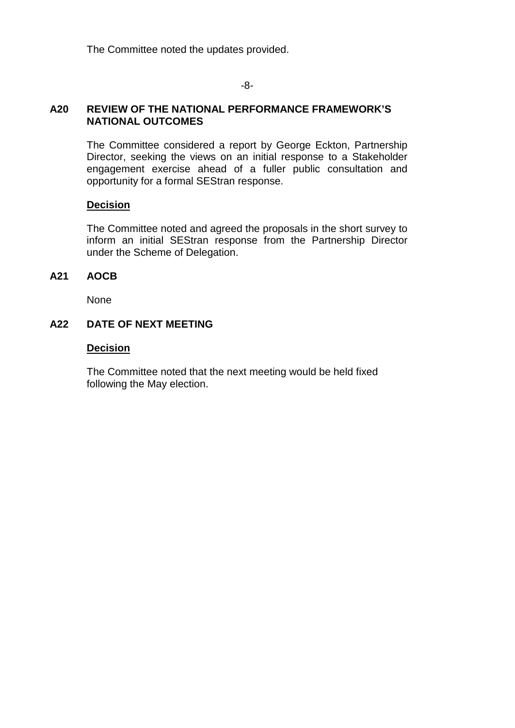The Committee noted the updates provided.

## A20 REVIEW OF THE NATIONAL PERFORMANCE FRAMEWORK'S NATIONAL OUTCOMES

The Committee considered a report by George Eckton, Partnership Director, seeking the views on an initial response to a Stakeholder engagement exercise ahead of a fuller public consultation and opportunity for a formal SEStran response.

**Decision**

The Committee noted and agreed the proposals in the short survey to inform an initial SEStran response from the Partnership Director under the Scheme of Delegation.

## A21 AOCB

None

## A22 DATE OF NEXT MEETING

**Decision**

The Committee noted that the next meeting would be held fixed following the May election.